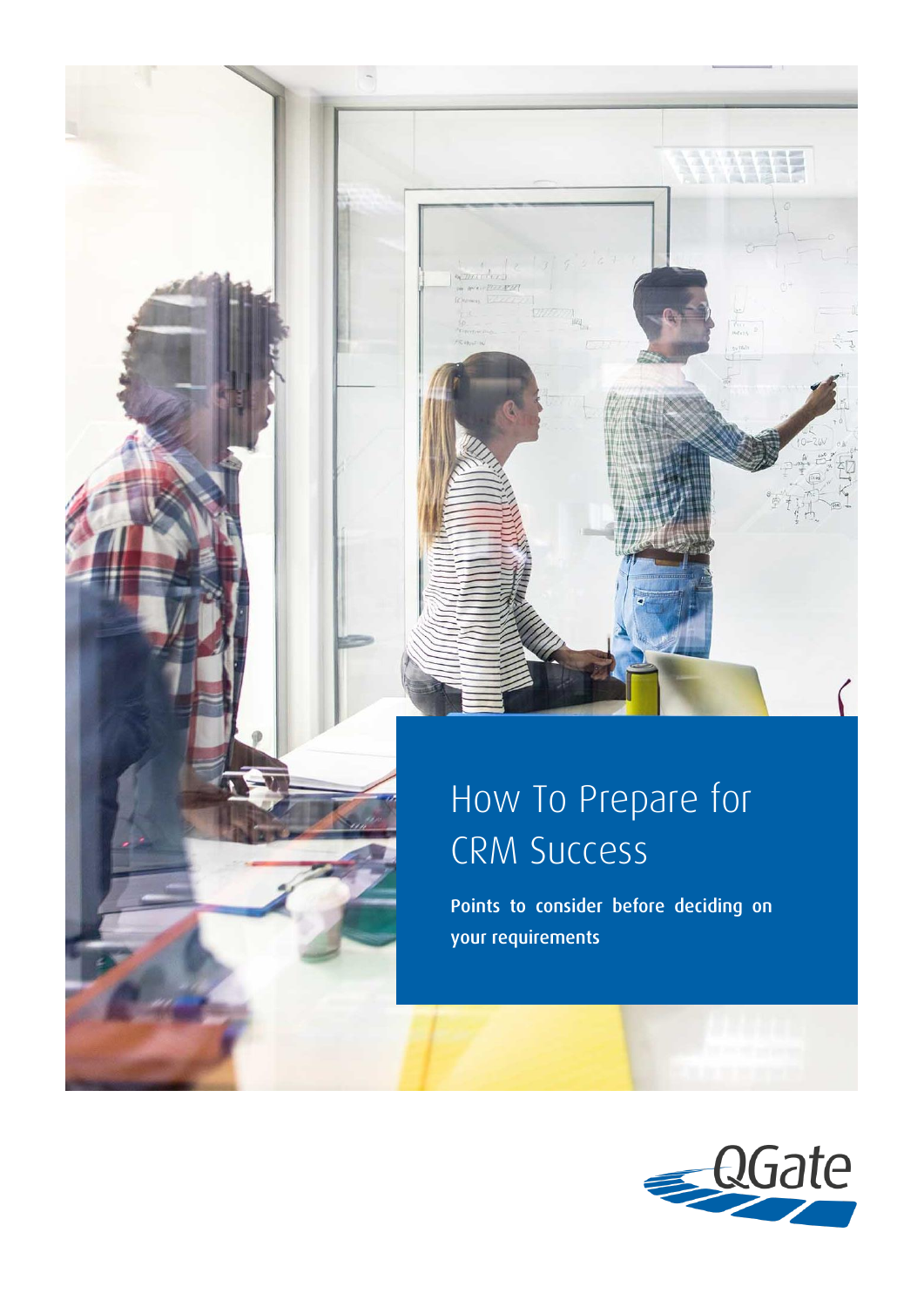# How To Prepare for CRM Success

**Points to consider before deciding on your requirements**

QGate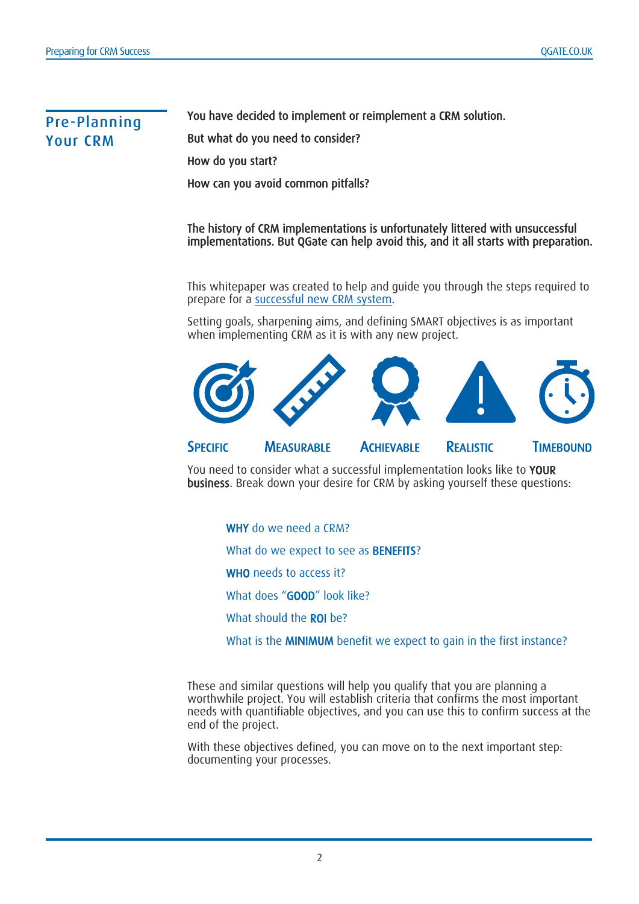## Pre-Planning Your CRM

**You have decided to implement or reimplement a CRM solution.**

**But what do you need to consider?**

**How do you start?**

**How can you avoid common pitfalls?**

**The history of CRM implementations is unfortunately littered with unsuccessful implementations. But QGate can help avoid this, and it all starts with preparation.**

This whitepaper was created to help and guide you through the steps required to prepare for a successful new CRM system.

Setting goals, sharpening aims, and defining SMART objectives is as important when implementing CRM as it is with any new project.

**SPECIFIC** **MEASURABLE** **ACHIEVABLE** **REALISTIC** **TIMEBOUND**

You need to consider what a successful implementation looks like to **YOUR business**. Break down your desire for CRM by asking yourself these questions:

- **WHY** do we need a CRM?
- What do we expect to see as **BENEFITS**?
- **WHO** needs to access it?
- What does "**GOOD**" look like?
- What should the **ROI** be?
- What is the **MINIMUM** benefit we expect to gain in the first instance?

These and similar questions will help you qualify that you are planning a worthwhile project. You will establish criteria that confirms the most important needs with quantifiable objectives, and you can use this to confirm success at the end of the project.

With these objectives defined, you can move on to the next important step: documenting your processes.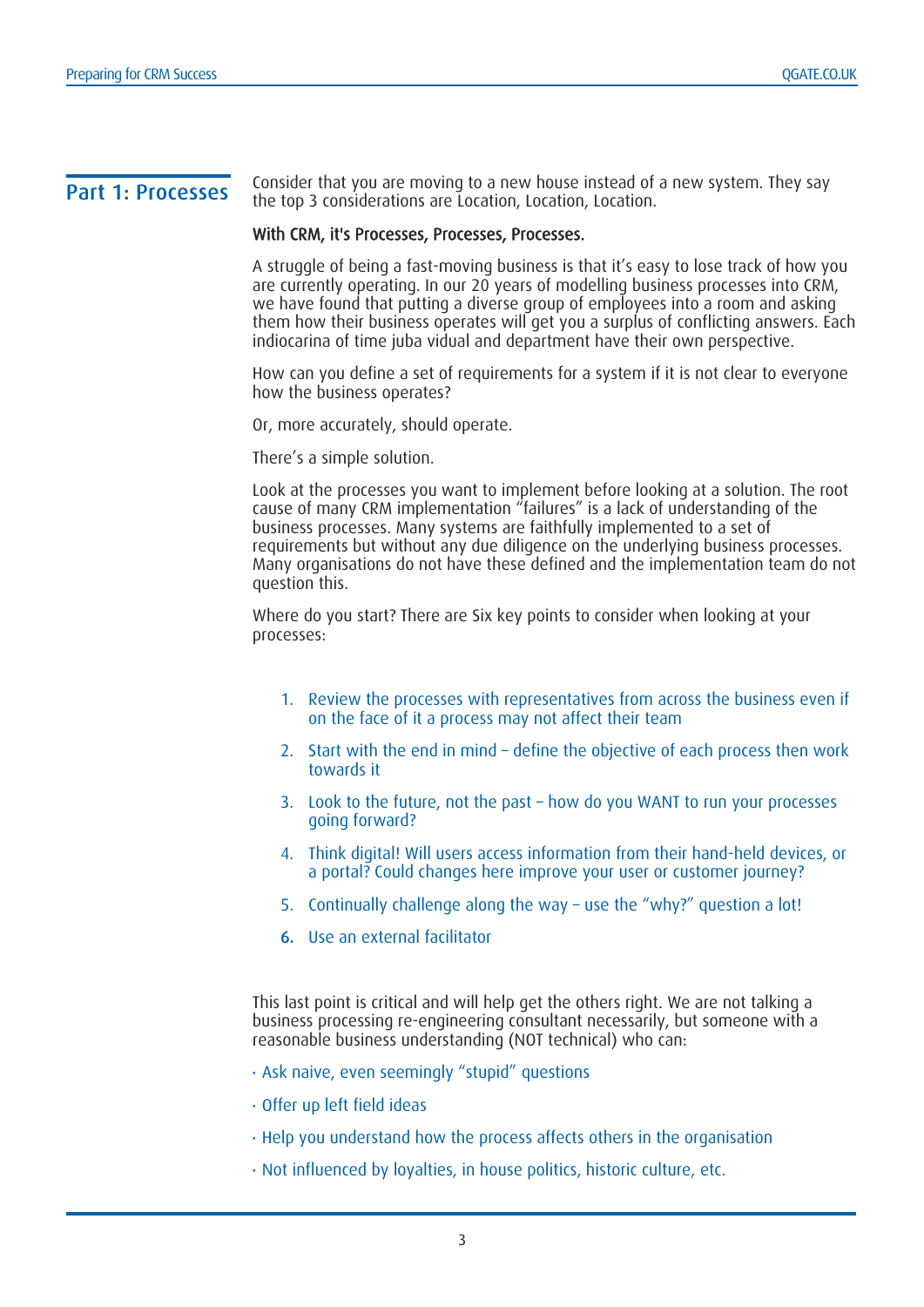## Part 1: Processes

Consider that you are moving to a new house instead of a new system. They say the top 3 considerations are Location, Location, Location.

**With CRM, it's Processes, Processes, Processes.**

A struggle of being a fast-moving business is that it's easy to lose track of how you are currently operating. In our 20 years of modelling business processes into CRM, we have found that putting a diverse group of employees into a room and asking them how their business operates will get you a surplus of conflicting answers. Each indiocarina of time juba vidual and department have their own perspective.

How can you define a set of requirements for a system if it is not clear to everyone how the business operates?

Or, more accurately, should operate.

There's a simple solution.

Look at the processes you want to implement before looking at a solution. The root cause of many CRM implementation "failures" is a lack of understanding of the business processes. Many systems are faithfully implemented to a set of requirements but without any due diligence on the underlying business processes. Many organisations do not have these defined and the implementation team do not question this.

Where do you start? There are Six key points to consider when looking at your processes:

1. Review the processes with representatives from across the business even if on the face of it a process may not affect their team
2. Start with the end in mind – define the objective of each process then work towards it
3. Look to the future, not the past – how do you WANT to run your processes going forward?
4. Think digital! Will users access information from their hand-held devices, or a portal? Could changes here improve your user or customer journey?
5. Continually challenge along the way – use the "why?" question a lot!
6. Use an external facilitator

This last point is critical and will help get the others right. We are not talking a business processing re-engineering consultant necessarily, but someone with a reasonable business understanding (NOT technical) who can:

- Ask naive, even seemingly "stupid" questions
- Offer up left field ideas
- Help you understand how the process affects others in the organisation
- Not influenced by loyalties, in house politics, historic culture, etc.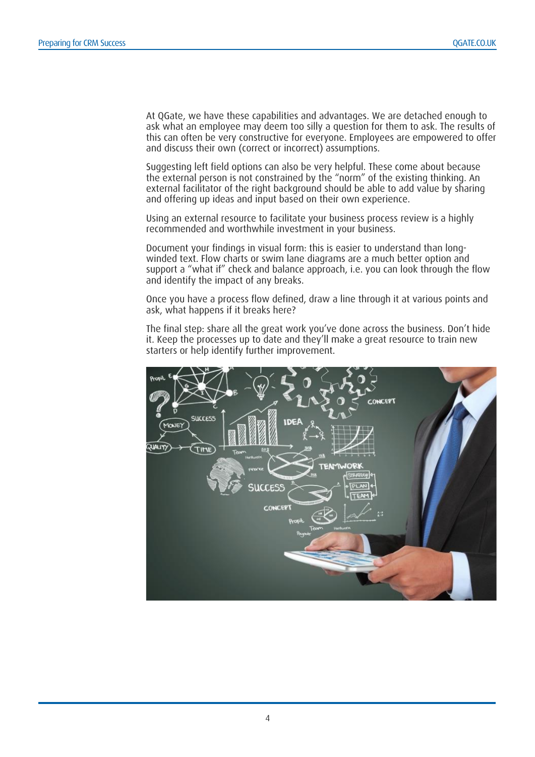At QGate, we have these capabilities and advantages. We are detached enough to ask what an employee may deem too silly a question for them to ask. The results of this can often be very constructive for everyone. Employees are empowered to offer and discuss their own (correct or incorrect) assumptions.

Suggesting left field options can also be very helpful. These come about because the external person is not constrained by the "norm" of the existing thinking. An external facilitator of the right background should be able to add value by sharing and offering up ideas and input based on their own experience.

Using an external resource to facilitate your business process review is a highly recommended and worthwhile investment in your business.

Document your findings in visual form: this is easier to understand than long-winded text. Flow charts or swim lane diagrams are a much better option and support a "what if" check and balance approach, i.e. you can look through the flow and identify the impact of any breaks.

Once you have a process flow defined, draw a line through it at various points and ask, what happens if it breaks here?

The final step: share all the great work you've done across the business. Don't hide it. Keep the processes up to date and they'll make a great resource to train new starters or help identify further improvement.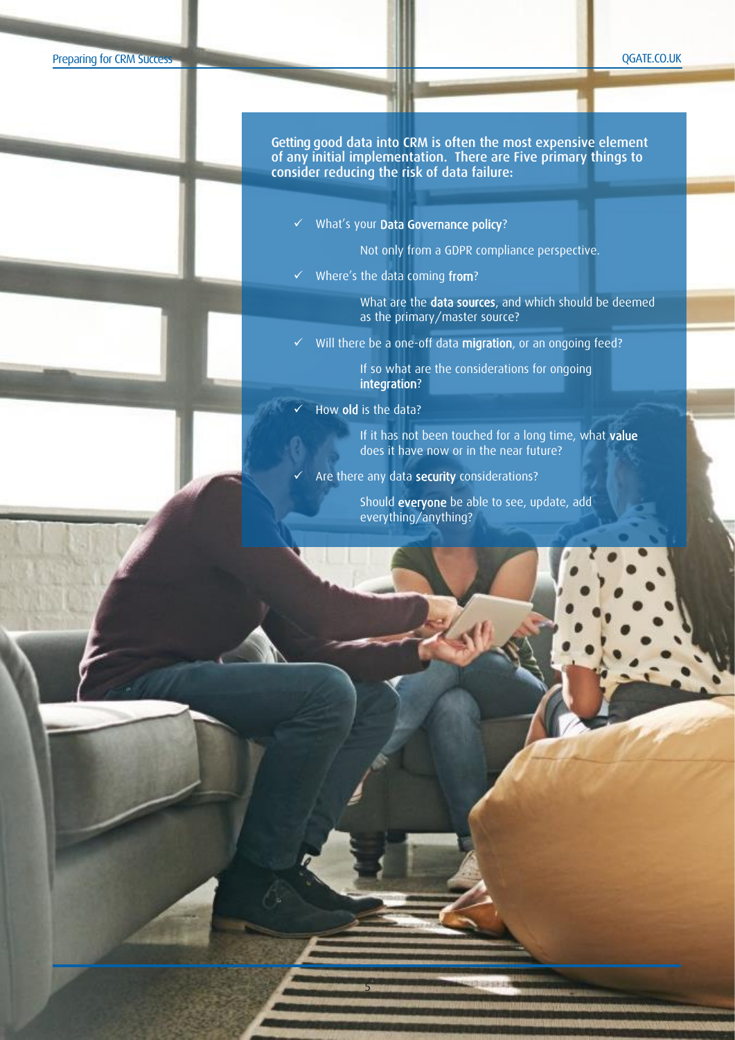**Getting good data into CRM is often the most expensive element of any initial implementation. There are Five primary things to consider reducing the risk of data failure:**

- ✓ What's your **Data Governance policy**?

  Not only from a GDPR compliance perspective.

- ✓ Where's the data coming **from**?

  What are the **data sources**, and which should be deemed as the primary/master source?

- ✓ Will there be a one-off data **migration**, or an ongoing feed?

  If so what are the considerations for ongoing **integration**?

- ✓ How **old** is the data?

  If it has not been touched for a long time, what **value** does it have now or in the near future?

- ✓ Are there any data **security** considerations?

  Should **everyone** be able to see, update, add everything/anything?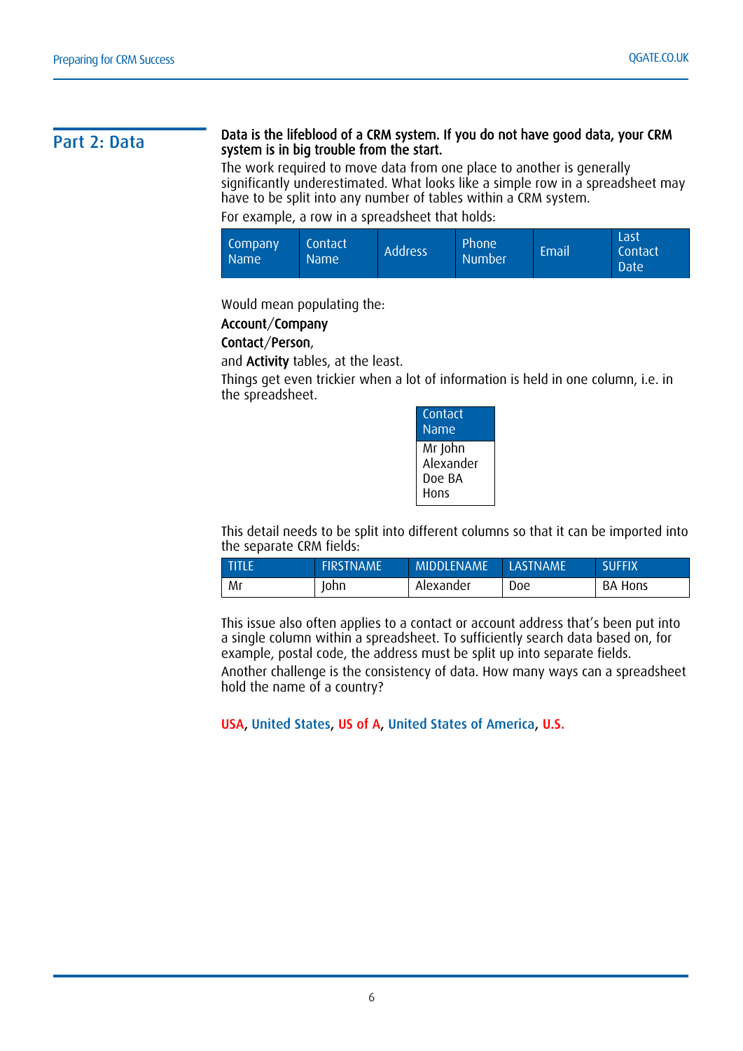## Part 2: Data

**Data is the lifeblood of a CRM system. If you do not have good data, your CRM system is in big trouble from the start.**

The work required to move data from one place to another is generally significantly underestimated. What looks like a simple row in a spreadsheet may have to be split into any number of tables within a CRM system.

For example, a row in a spreadsheet that holds:

| Company Name | Contact Name | Address | Phone Number | Email | Last Contact Date |
|---|---|---|---|---|---|

Would mean populating the:

**Account/Company**

**Contact/Person**,

and **Activity** tables, at the least.

Things get even trickier when a lot of information is held in one column, i.e. in the spreadsheet.

| Contact Name |
|---|
| Mr John Alexander Doe BA Hons |

This detail needs to be split into different columns so that it can be imported into the separate CRM fields:

| TITLE | FIRSTNAME | MIDDLENAME | LASTNAME | SUFFIX |
|---|---|---|---|---|
| Mr | John | Alexander | Doe | BA Hons |

This issue also often applies to a contact or account address that's been put into a single column within a spreadsheet. To sufficiently search data based on, for example, postal code, the address must be split up into separate fields.

Another challenge is the consistency of data. How many ways can a spreadsheet hold the name of a country?

**USA**, **United States**, **US of A**, **United States of America**, **U.S.**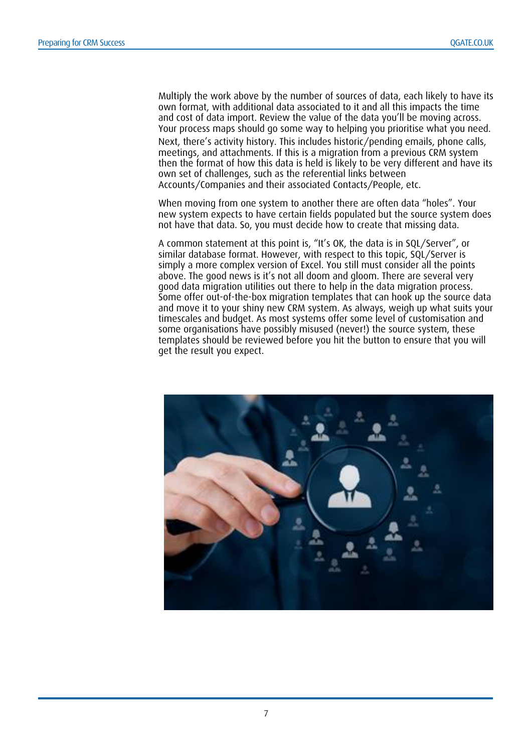Multiply the work above by the number of sources of data, each likely to have its own format, with additional data associated to it and all this impacts the time and cost of data import. Review the value of the data you'll be moving across. Your process maps should go some way to helping you prioritise what you need.

Next, there's activity history. This includes historic/pending emails, phone calls, meetings, and attachments. If this is a migration from a previous CRM system then the format of how this data is held is likely to be very different and have its own set of challenges, such as the referential links between Accounts/Companies and their associated Contacts/People, etc.

When moving from one system to another there are often data "holes". Your new system expects to have certain fields populated but the source system does not have that data. So, you must decide how to create that missing data.

A common statement at this point is, "It's OK, the data is in SQL/Server", or similar database format. However, with respect to this topic, SQL/Server is simply a more complex version of Excel. You still must consider all the points above. The good news is it's not all doom and gloom. There are several very good data migration utilities out there to help in the data migration process. Some offer out-of-the-box migration templates that can hook up the source data and move it to your shiny new CRM system. As always, weigh up what suits your timescales and budget. As most systems offer some level of customisation and some organisations have possibly misused (never!) the source system, these templates should be reviewed before you hit the button to ensure that you will get the result you expect.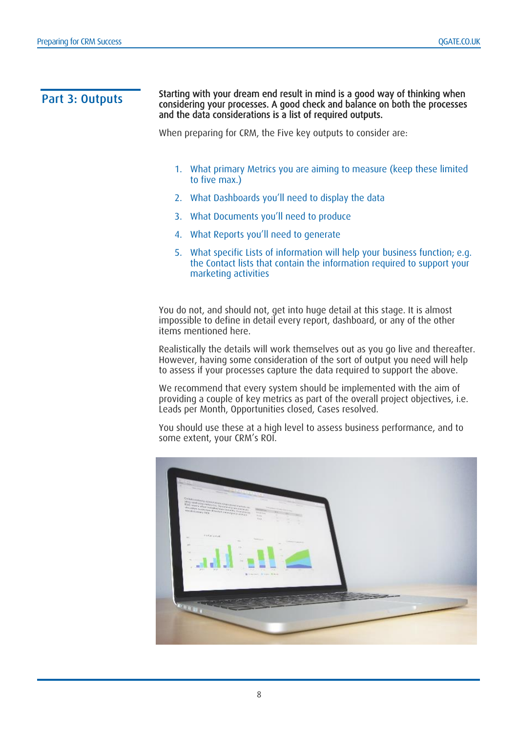## Part 3: Outputs

**Starting with your dream end result in mind is a good way of thinking when considering your processes. A good check and balance on both the processes and the data considerations is a list of required outputs.**

When preparing for CRM, the Five key outputs to consider are:

1. What primary Metrics you are aiming to measure (keep these limited to five max.)
2. What Dashboards you'll need to display the data
3. What Documents you'll need to produce
4. What Reports you'll need to generate
5. What specific Lists of information will help your business function; e.g. the Contact lists that contain the information required to support your marketing activities

You do not, and should not, get into huge detail at this stage. It is almost impossible to define in detail every report, dashboard, or any of the other items mentioned here.

Realistically the details will work themselves out as you go live and thereafter. However, having some consideration of the sort of output you need will help to assess if your processes capture the data required to support the above.

We recommend that every system should be implemented with the aim of providing a couple of key metrics as part of the overall project objectives, i.e. Leads per Month, Opportunities closed, Cases resolved.

You should use these at a high level to assess business performance, and to some extent, your CRM's ROI.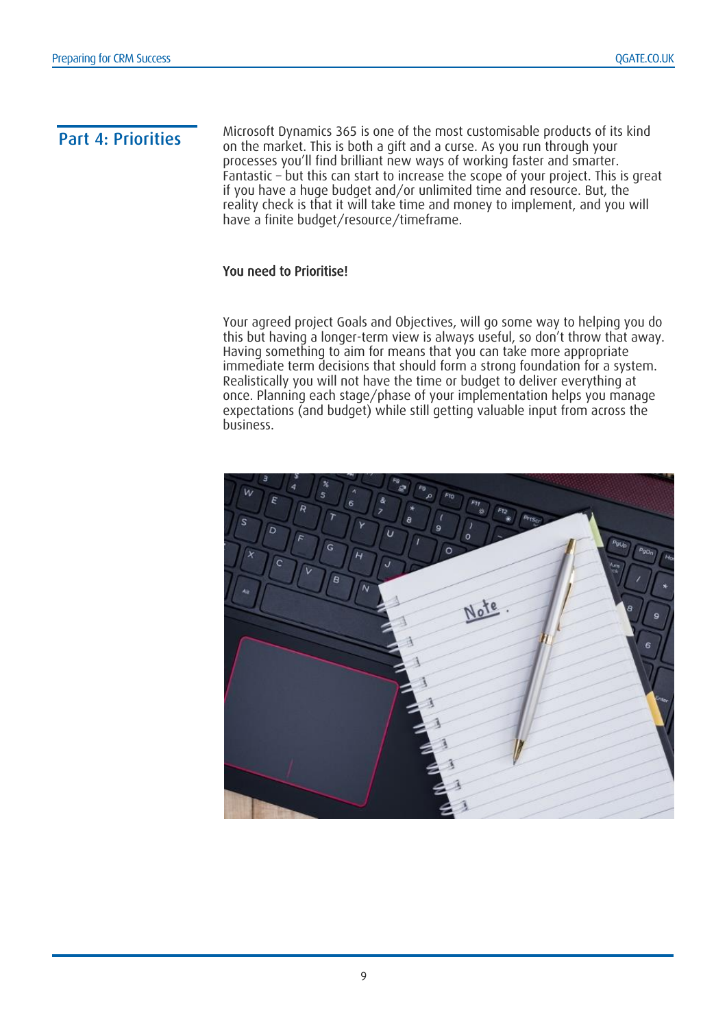## Part 4: Priorities

Microsoft Dynamics 365 is one of the most customisable products of its kind on the market. This is both a gift and a curse. As you run through your processes you'll find brilliant new ways of working faster and smarter. Fantastic – but this can start to increase the scope of your project. This is great if you have a huge budget and/or unlimited time and resource. But, the reality check is that it will take time and money to implement, and you will have a finite budget/resource/timeframe.

**You need to Prioritise!**

Your agreed project Goals and Objectives, will go some way to helping you do this but having a longer-term view is always useful, so don't throw that away. Having something to aim for means that you can take more appropriate immediate term decisions that should form a strong foundation for a system. Realistically you will not have the time or budget to deliver everything at once. Planning each stage/phase of your implementation helps you manage expectations (and budget) while still getting valuable input from across the business.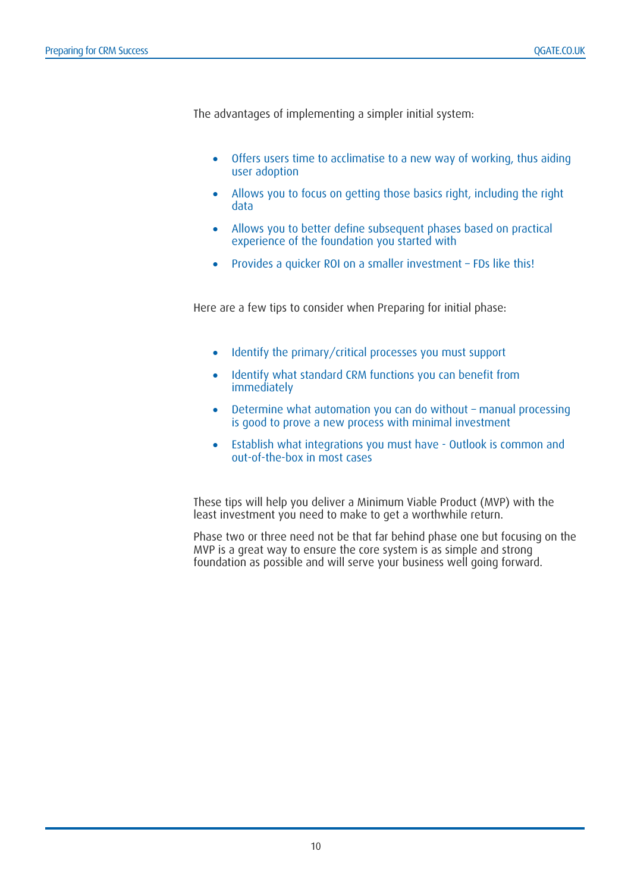The advantages of implementing a simpler initial system:

- Offers users time to acclimatise to a new way of working, thus aiding user adoption
- Allows you to focus on getting those basics right, including the right data
- Allows you to better define subsequent phases based on practical experience of the foundation you started with
- Provides a quicker ROI on a smaller investment – FDs like this!

Here are a few tips to consider when Preparing for initial phase:

- Identify the primary/critical processes you must support
- Identify what standard CRM functions you can benefit from immediately
- Determine what automation you can do without – manual processing is good to prove a new process with minimal investment
- Establish what integrations you must have - Outlook is common and out-of-the-box in most cases

These tips will help you deliver a Minimum Viable Product (MVP) with the least investment you need to make to get a worthwhile return.

Phase two or three need not be that far behind phase one but focusing on the MVP is a great way to ensure the core system is as simple and strong foundation as possible and will serve your business well going forward.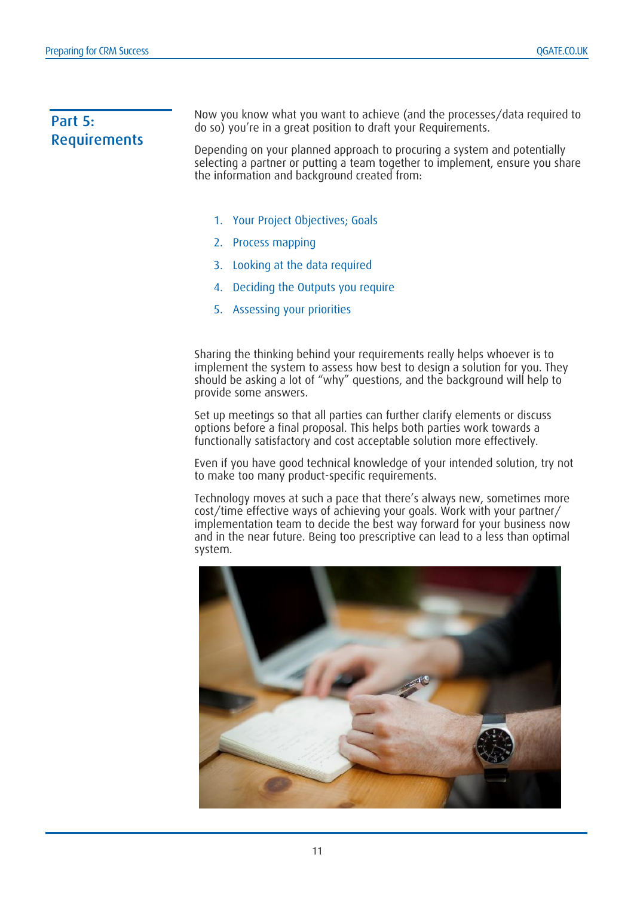## Part 5: Requirements

Now you know what you want to achieve (and the processes/data required to do so) you're in a great position to draft your Requirements.

Depending on your planned approach to procuring a system and potentially selecting a partner or putting a team together to implement, ensure you share the information and background created from:

1. Your Project Objectives; Goals
2. Process mapping
3. Looking at the data required
4. Deciding the Outputs you require
5. Assessing your priorities

Sharing the thinking behind your requirements really helps whoever is to implement the system to assess how best to design a solution for you. They should be asking a lot of "why" questions, and the background will help to provide some answers.

Set up meetings so that all parties can further clarify elements or discuss options before a final proposal. This helps both parties work towards a functionally satisfactory and cost acceptable solution more effectively.

Even if you have good technical knowledge of your intended solution, try not to make too many product-specific requirements.

Technology moves at such a pace that there's always new, sometimes more cost/time effective ways of achieving your goals. Work with your partner/implementation team to decide the best way forward for your business now and in the near future. Being too prescriptive can lead to a less than optimal system.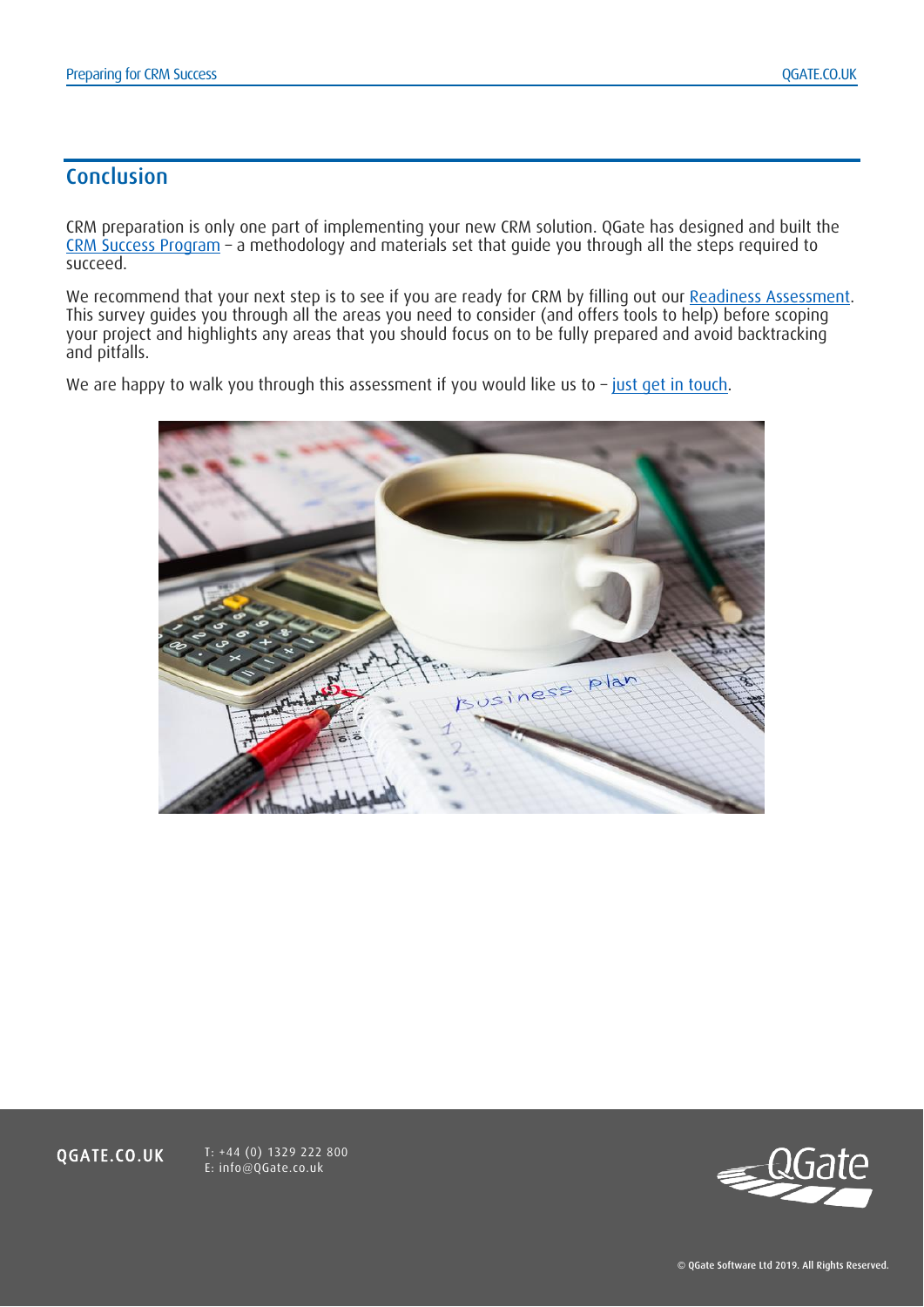## Conclusion

CRM preparation is only one part of implementing your new CRM solution. QGate has designed and built the CRM Success Program – a methodology and materials set that guide you through all the steps required to succeed.

We recommend that your next step is to see if you are ready for CRM by filling out our Readiness Assessment. This survey guides you through all the areas you need to consider (and offers tools to help) before scoping your project and highlights any areas that you should focus on to be fully prepared and avoid backtracking and pitfalls.

We are happy to walk you through this assessment if you would like us to – just get in touch.

**QGATE.CO.UK**

T: +44 (0) 1329 222 800
E: info@QGate.co.uk

© QGate Software Ltd 2019. All Rights Reserved.